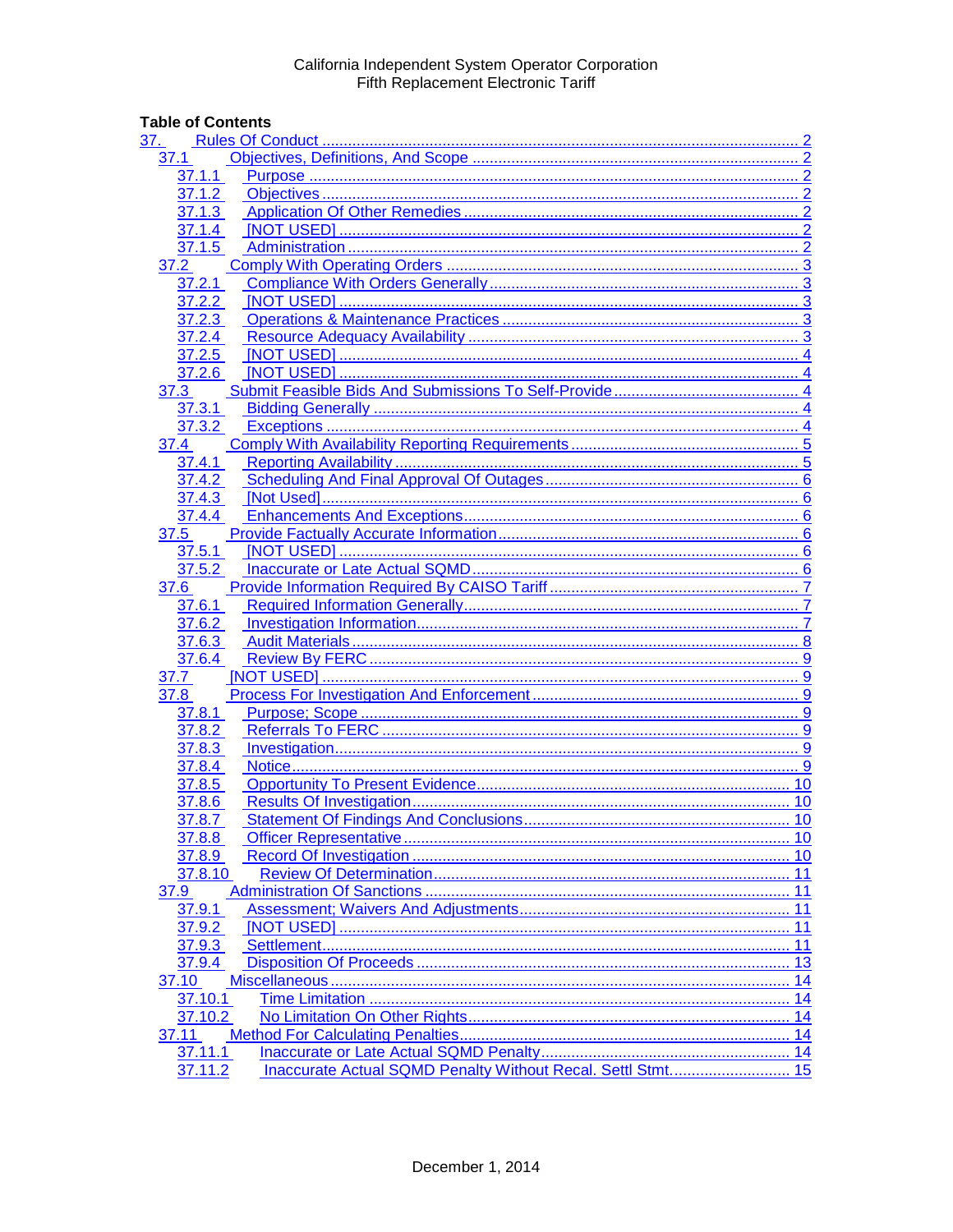California Independent System Operator Corporation
Fifth Replacement Electronic Tariff

**Table of Contents**

- 37. Rules Of Conduct ..... 2
  - 37.1 Objectives, Definitions, And Scope ..... 2
    - 37.1.1 Purpose ..... 2
    - 37.1.2 Objectives ..... 2
    - 37.1.3 Application Of Other Remedies ..... 2
    - 37.1.4 [NOT USED] ..... 2
    - 37.1.5 Administration ..... 2
  - 37.2 Comply With Operating Orders ..... 3
    - 37.2.1 Compliance With Orders Generally ..... 3
    - 37.2.2 [NOT USED] ..... 3
    - 37.2.3 Operations & Maintenance Practices ..... 3
    - 37.2.4 Resource Adequacy Availability ..... 3
    - 37.2.5 [NOT USED] ..... 4
    - 37.2.6 [NOT USED] ..... 4
  - 37.3 Submit Feasible Bids And Submissions To Self-Provide ..... 4
    - 37.3.1 Bidding Generally ..... 4
    - 37.3.2 Exceptions ..... 4
  - 37.4 Comply With Availability Reporting Requirements ..... 5
    - 37.4.1 Reporting Availability ..... 5
    - 37.4.2 Scheduling And Final Approval Of Outages ..... 6
    - 37.4.3 [Not Used] ..... 6
    - 37.4.4 Enhancements And Exceptions ..... 6
  - 37.5 Provide Factually Accurate Information ..... 6
    - 37.5.1 [NOT USED] ..... 6
    - 37.5.2 Inaccurate or Late Actual SQMD ..... 6
  - 37.6 Provide Information Required By CAISO Tariff ..... 7
    - 37.6.1 Required Information Generally ..... 7
    - 37.6.2 Investigation Information ..... 7
    - 37.6.3 Audit Materials ..... 8
    - 37.6.4 Review By FERC ..... 9
  - 37.7 [NOT USED] ..... 9
  - 37.8 Process For Investigation And Enforcement ..... 9
    - 37.8.1 Purpose; Scope ..... 9
    - 37.8.2 Referrals To FERC ..... 9
    - 37.8.3 Investigation ..... 9
    - 37.8.4 Notice ..... 9
    - 37.8.5 Opportunity To Present Evidence ..... 10
    - 37.8.6 Results Of Investigation ..... 10
    - 37.8.7 Statement Of Findings And Conclusions ..... 10
    - 37.8.8 Officer Representative ..... 10
    - 37.8.9 Record Of Investigation ..... 10
    - 37.8.10 Review Of Determination ..... 11
  - 37.9 Administration Of Sanctions ..... 11
    - 37.9.1 Assessment; Waivers And Adjustments ..... 11
    - 37.9.2 [NOT USED] ..... 11
    - 37.9.3 Settlement ..... 11
    - 37.9.4 Disposition Of Proceeds ..... 13
  - 37.10 Miscellaneous ..... 14
    - 37.10.1 Time Limitation ..... 14
    - 37.10.2 No Limitation On Other Rights ..... 14
  - 37.11 Method For Calculating Penalties ..... 14
    - 37.11.1 Inaccurate or Late Actual SQMD Penalty ..... 14
    - 37.11.2 Inaccurate Actual SQMD Penalty Without Recal. Settl Stmt. ..... 15

December 1, 2014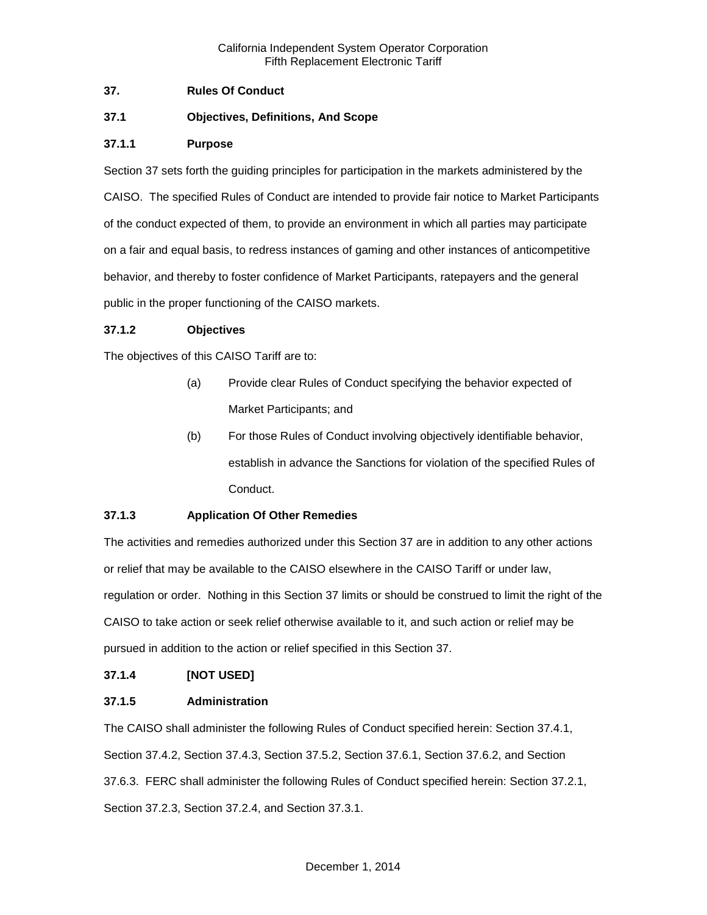## 37. Rules Of Conduct

### 37.1 Objectives, Definitions, And Scope

#### 37.1.1 Purpose

Section 37 sets forth the guiding principles for participation in the markets administered by the CAISO. The specified Rules of Conduct are intended to provide fair notice to Market Participants of the conduct expected of them, to provide an environment in which all parties may participate on a fair and equal basis, to redress instances of gaming and other instances of anticompetitive behavior, and thereby to foster confidence of Market Participants, ratepayers and the general public in the proper functioning of the CAISO markets.

#### 37.1.2 Objectives

The objectives of this CAISO Tariff are to:

(a) Provide clear Rules of Conduct specifying the behavior expected of Market Participants; and

(b) For those Rules of Conduct involving objectively identifiable behavior, establish in advance the Sanctions for violation of the specified Rules of Conduct.

#### 37.1.3 Application Of Other Remedies

The activities and remedies authorized under this Section 37 are in addition to any other actions or relief that may be available to the CAISO elsewhere in the CAISO Tariff or under law, regulation or order. Nothing in this Section 37 limits or should be construed to limit the right of the CAISO to take action or seek relief otherwise available to it, and such action or relief may be pursued in addition to the action or relief specified in this Section 37.

#### 37.1.4 [NOT USED]

#### 37.1.5 Administration

The CAISO shall administer the following Rules of Conduct specified herein: Section 37.4.1, Section 37.4.2, Section 37.4.3, Section 37.5.2, Section 37.6.1, Section 37.6.2, and Section 37.6.3. FERC shall administer the following Rules of Conduct specified herein: Section 37.2.1, Section 37.2.3, Section 37.2.4, and Section 37.3.1.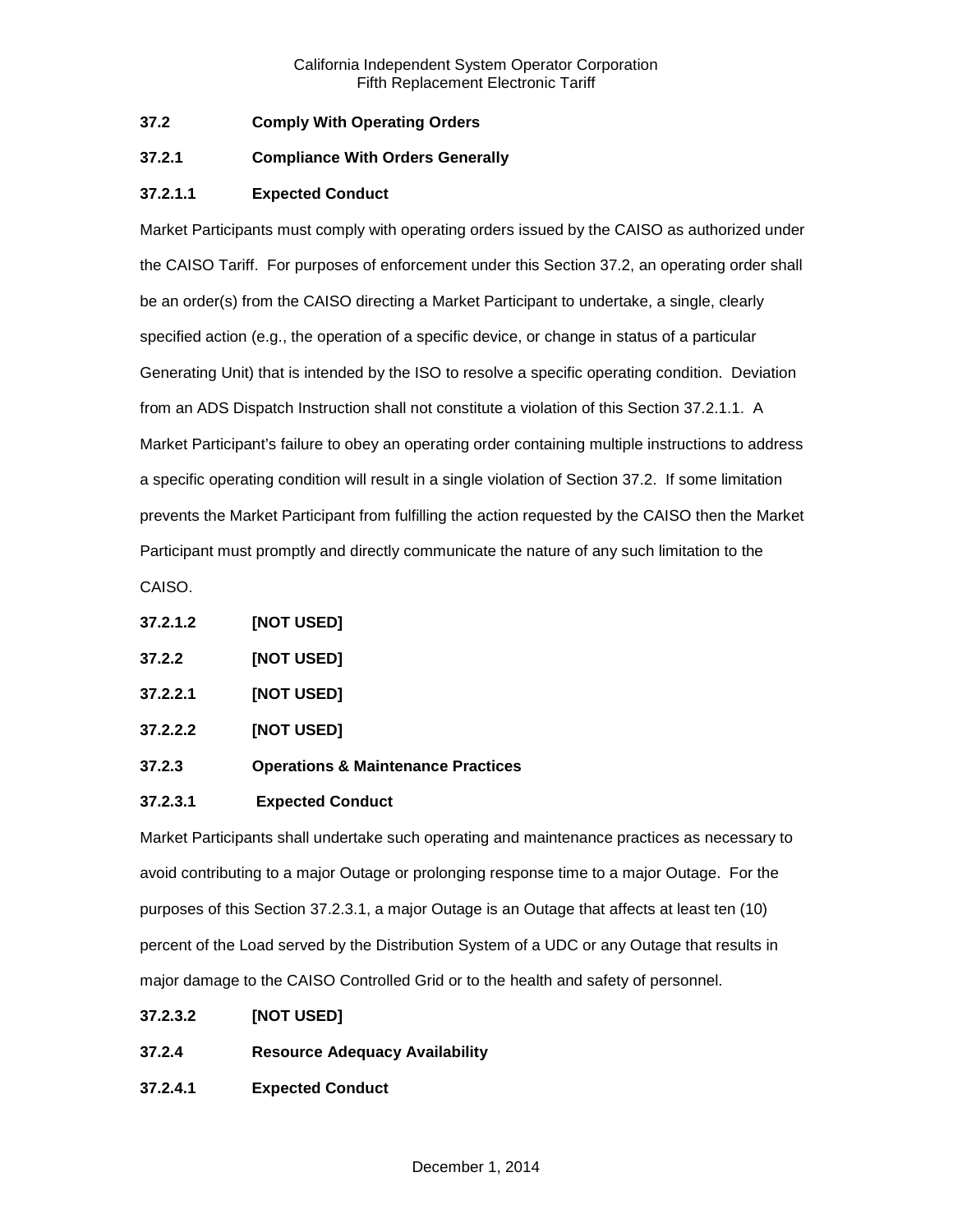**37.2 Comply With Operating Orders**

**37.2.1 Compliance With Orders Generally**

**37.2.1.1 Expected Conduct**

Market Participants must comply with operating orders issued by the CAISO as authorized under the CAISO Tariff. For purposes of enforcement under this Section 37.2, an operating order shall be an order(s) from the CAISO directing a Market Participant to undertake, a single, clearly specified action (e.g., the operation of a specific device, or change in status of a particular Generating Unit) that is intended by the ISO to resolve a specific operating condition. Deviation from an ADS Dispatch Instruction shall not constitute a violation of this Section 37.2.1.1. A Market Participant's failure to obey an operating order containing multiple instructions to address a specific operating condition will result in a single violation of Section 37.2. If some limitation prevents the Market Participant from fulfilling the action requested by the CAISO then the Market Participant must promptly and directly communicate the nature of any such limitation to the CAISO.

**37.2.1.2 [NOT USED]**

**37.2.2 [NOT USED]**

**37.2.2.1 [NOT USED]**

**37.2.2.2 [NOT USED]**

**37.2.3 Operations & Maintenance Practices**

**37.2.3.1 Expected Conduct**

Market Participants shall undertake such operating and maintenance practices as necessary to avoid contributing to a major Outage or prolonging response time to a major Outage. For the purposes of this Section 37.2.3.1, a major Outage is an Outage that affects at least ten (10) percent of the Load served by the Distribution System of a UDC or any Outage that results in major damage to the CAISO Controlled Grid or to the health and safety of personnel.

**37.2.3.2 [NOT USED]**

**37.2.4 Resource Adequacy Availability**

**37.2.4.1 Expected Conduct**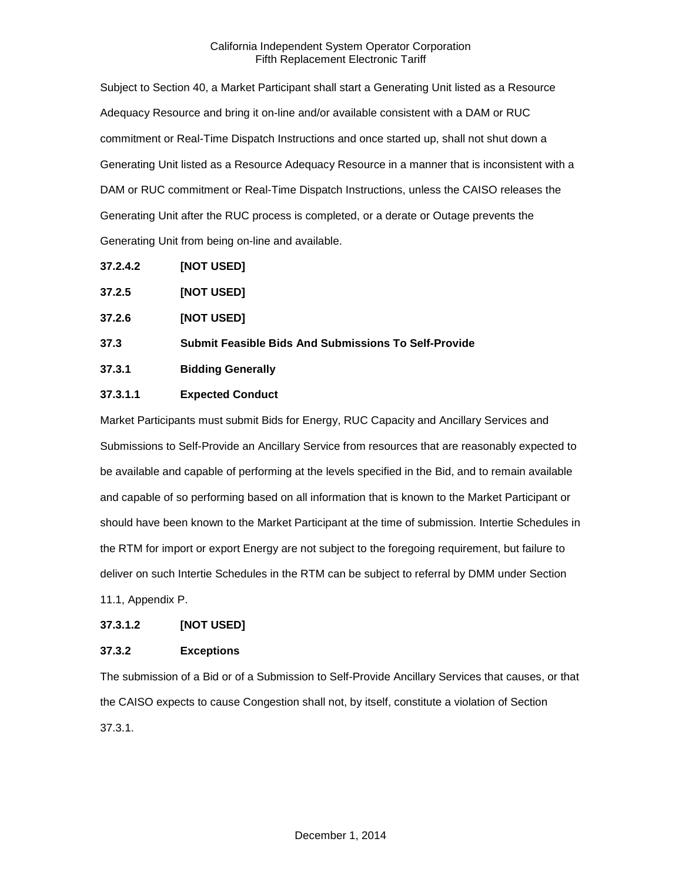Subject to Section 40, a Market Participant shall start a Generating Unit listed as a Resource Adequacy Resource and bring it on-line and/or available consistent with a DAM or RUC commitment or Real-Time Dispatch Instructions and once started up, shall not shut down a Generating Unit listed as a Resource Adequacy Resource in a manner that is inconsistent with a DAM or RUC commitment or Real-Time Dispatch Instructions, unless the CAISO releases the Generating Unit after the RUC process is completed, or a derate or Outage prevents the Generating Unit from being on-line and available.

**37.2.4.2 [NOT USED]**

**37.2.5 [NOT USED]**

**37.2.6 [NOT USED]**

**37.3 Submit Feasible Bids And Submissions To Self-Provide**

**37.3.1 Bidding Generally**

**37.3.1.1 Expected Conduct**

Market Participants must submit Bids for Energy, RUC Capacity and Ancillary Services and Submissions to Self-Provide an Ancillary Service from resources that are reasonably expected to be available and capable of performing at the levels specified in the Bid, and to remain available and capable of so performing based on all information that is known to the Market Participant or should have been known to the Market Participant at the time of submission. Intertie Schedules in the RTM for import or export Energy are not subject to the foregoing requirement, but failure to deliver on such Intertie Schedules in the RTM can be subject to referral by DMM under Section 11.1, Appendix P.

**37.3.1.2 [NOT USED]**

**37.3.2 Exceptions**

The submission of a Bid or of a Submission to Self-Provide Ancillary Services that causes, or that the CAISO expects to cause Congestion shall not, by itself, constitute a violation of Section 37.3.1.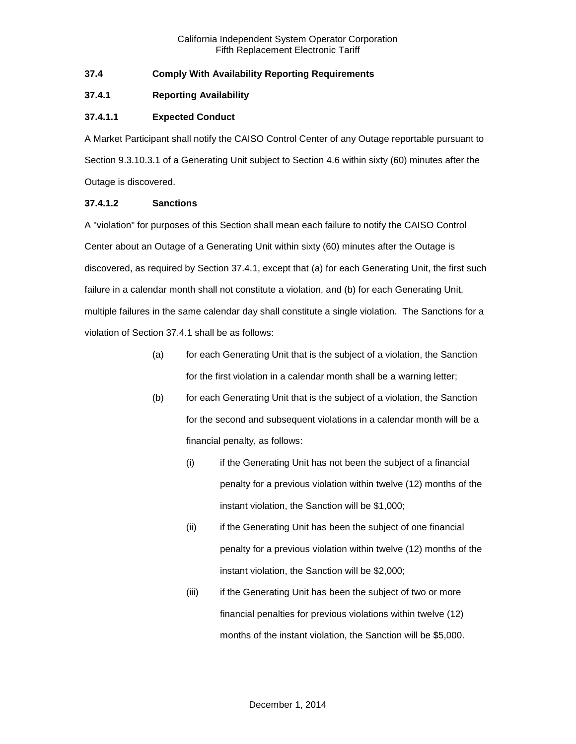### 37.4 Comply With Availability Reporting Requirements

### 37.4.1 Reporting Availability

#### 37.4.1.1 Expected Conduct

A Market Participant shall notify the CAISO Control Center of any Outage reportable pursuant to Section 9.3.10.3.1 of a Generating Unit subject to Section 4.6 within sixty (60) minutes after the Outage is discovered.

#### 37.4.1.2 Sanctions

A "violation" for purposes of this Section shall mean each failure to notify the CAISO Control Center about an Outage of a Generating Unit within sixty (60) minutes after the Outage is discovered, as required by Section 37.4.1, except that (a) for each Generating Unit, the first such failure in a calendar month shall not constitute a violation, and (b) for each Generating Unit, multiple failures in the same calendar day shall constitute a single violation. The Sanctions for a violation of Section 37.4.1 shall be as follows:

- (a) for each Generating Unit that is the subject of a violation, the Sanction for the first violation in a calendar month shall be a warning letter;
- (b) for each Generating Unit that is the subject of a violation, the Sanction for the second and subsequent violations in a calendar month will be a financial penalty, as follows:
  - (i) if the Generating Unit has not been the subject of a financial penalty for a previous violation within twelve (12) months of the instant violation, the Sanction will be $1,000;
  - (ii) if the Generating Unit has been the subject of one financial penalty for a previous violation within twelve (12) months of the instant violation, the Sanction will be $2,000;
  - (iii) if the Generating Unit has been the subject of two or more financial penalties for previous violations within twelve (12) months of the instant violation, the Sanction will be $5,000.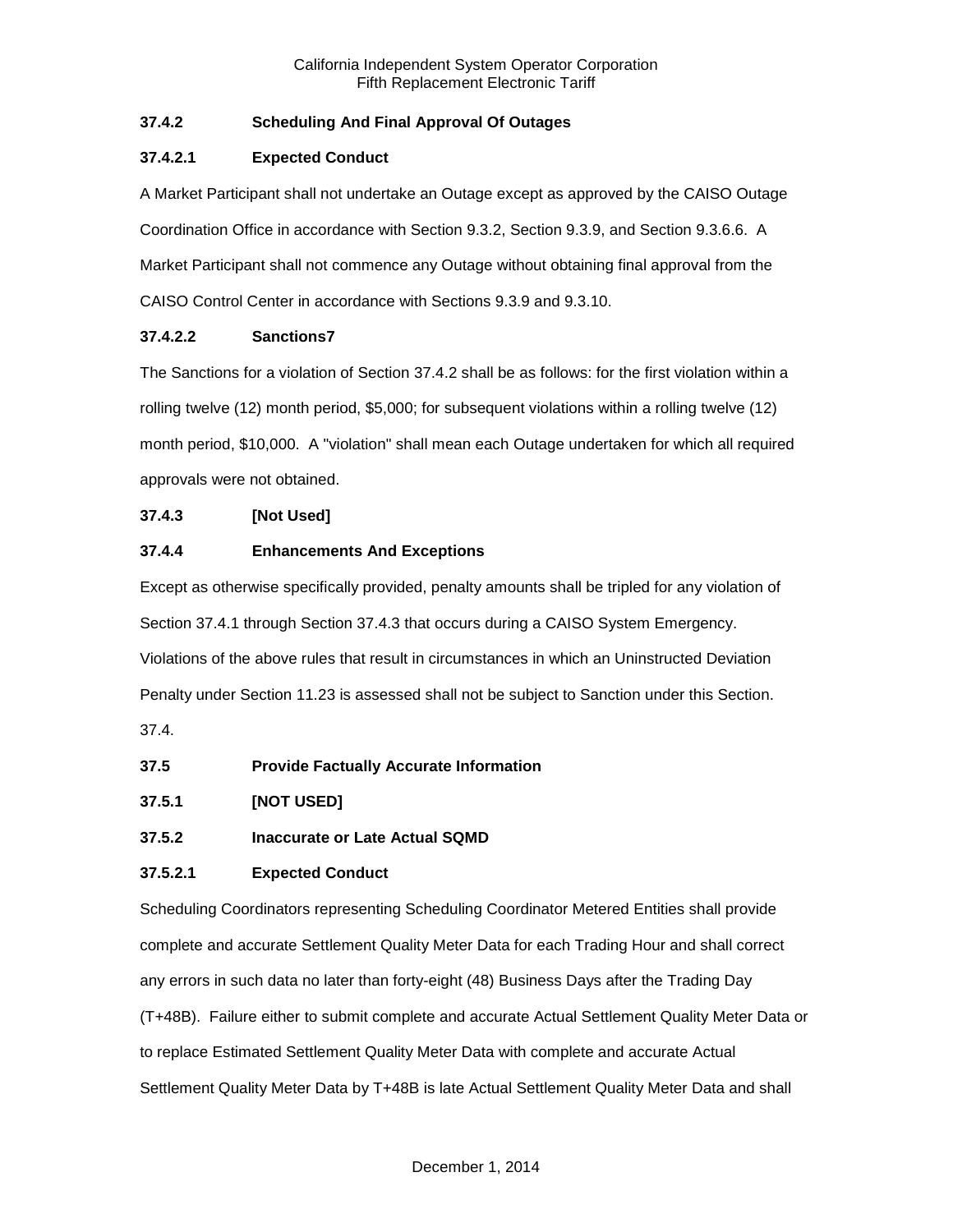### 37.4.2 Scheduling And Final Approval Of Outages

#### 37.4.2.1 Expected Conduct

A Market Participant shall not undertake an Outage except as approved by the CAISO Outage Coordination Office in accordance with Section 9.3.2, Section 9.3.9, and Section 9.3.6.6. A Market Participant shall not commence any Outage without obtaining final approval from the CAISO Control Center in accordance with Sections 9.3.9 and 9.3.10.

#### 37.4.2.2 Sanctions7

The Sanctions for a violation of Section 37.4.2 shall be as follows: for the first violation within a rolling twelve (12) month period, $5,000; for subsequent violations within a rolling twelve (12) month period, $10,000. A "violation" shall mean each Outage undertaken for which all required approvals were not obtained.

### 37.4.3 [Not Used]

### 37.4.4 Enhancements And Exceptions

Except as otherwise specifically provided, penalty amounts shall be tripled for any violation of Section 37.4.1 through Section 37.4.3 that occurs during a CAISO System Emergency. Violations of the above rules that result in circumstances in which an Uninstructed Deviation Penalty under Section 11.23 is assessed shall not be subject to Sanction under this Section. 37.4.

## 37.5 Provide Factually Accurate Information

### 37.5.1 [NOT USED]

### 37.5.2 Inaccurate or Late Actual SQMD

#### 37.5.2.1 Expected Conduct

Scheduling Coordinators representing Scheduling Coordinator Metered Entities shall provide complete and accurate Settlement Quality Meter Data for each Trading Hour and shall correct any errors in such data no later than forty-eight (48) Business Days after the Trading Day (T+48B). Failure either to submit complete and accurate Actual Settlement Quality Meter Data or to replace Estimated Settlement Quality Meter Data with complete and accurate Actual Settlement Quality Meter Data by T+48B is late Actual Settlement Quality Meter Data and shall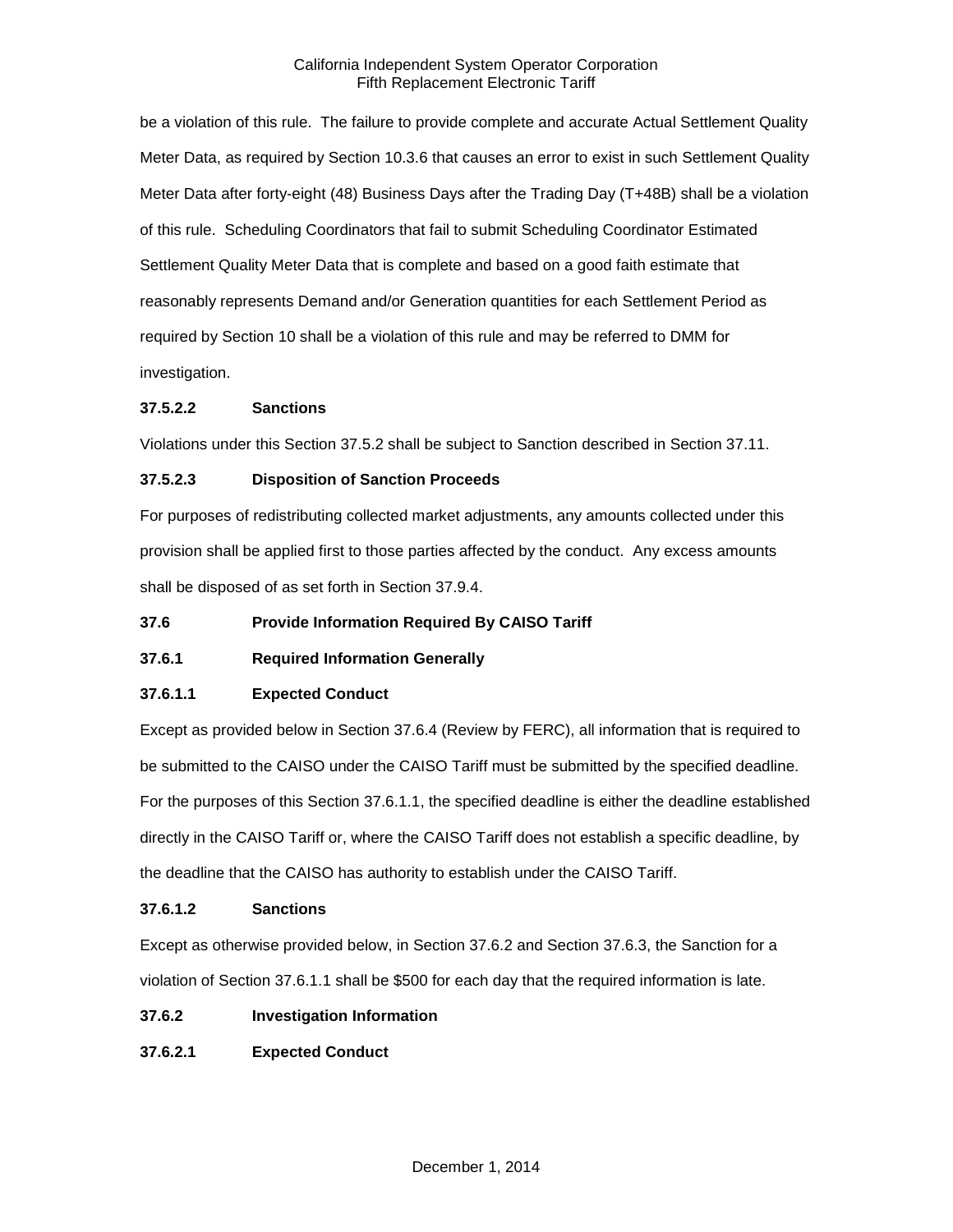be a violation of this rule. The failure to provide complete and accurate Actual Settlement Quality Meter Data, as required by Section 10.3.6 that causes an error to exist in such Settlement Quality Meter Data after forty-eight (48) Business Days after the Trading Day (T+48B) shall be a violation of this rule. Scheduling Coordinators that fail to submit Scheduling Coordinator Estimated Settlement Quality Meter Data that is complete and based on a good faith estimate that reasonably represents Demand and/or Generation quantities for each Settlement Period as required by Section 10 shall be a violation of this rule and may be referred to DMM for investigation.

**37.5.2.2 Sanctions**

Violations under this Section 37.5.2 shall be subject to Sanction described in Section 37.11.

**37.5.2.3 Disposition of Sanction Proceeds**

For purposes of redistributing collected market adjustments, any amounts collected under this provision shall be applied first to those parties affected by the conduct. Any excess amounts shall be disposed of as set forth in Section 37.9.4.

**37.6 Provide Information Required By CAISO Tariff**

**37.6.1 Required Information Generally**

**37.6.1.1 Expected Conduct**

Except as provided below in Section 37.6.4 (Review by FERC), all information that is required to be submitted to the CAISO under the CAISO Tariff must be submitted by the specified deadline. For the purposes of this Section 37.6.1.1, the specified deadline is either the deadline established directly in the CAISO Tariff or, where the CAISO Tariff does not establish a specific deadline, by the deadline that the CAISO has authority to establish under the CAISO Tariff.

**37.6.1.2 Sanctions**

Except as otherwise provided below, in Section 37.6.2 and Section 37.6.3, the Sanction for a violation of Section 37.6.1.1 shall be $500 for each day that the required information is late.

**37.6.2 Investigation Information**

**37.6.2.1 Expected Conduct**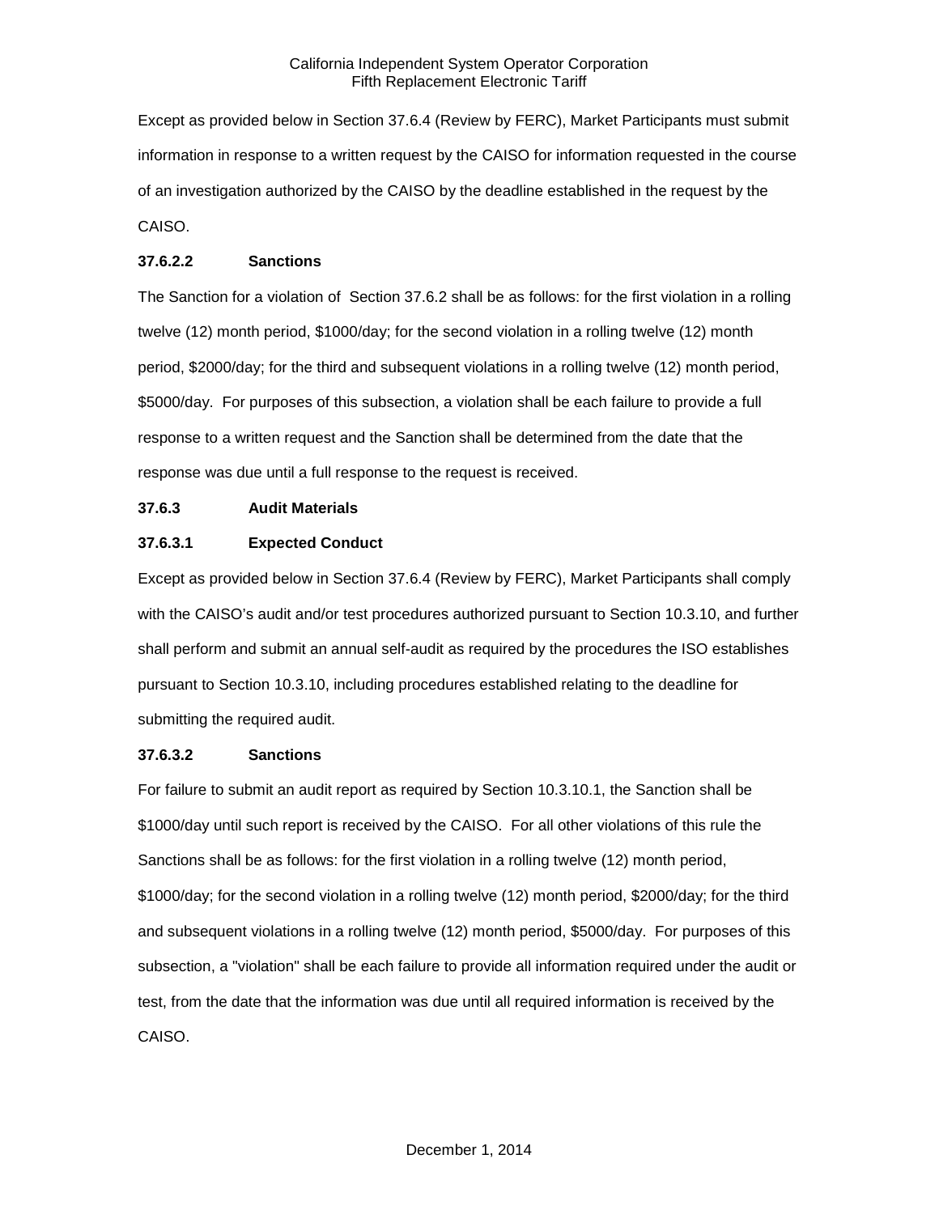Except as provided below in Section 37.6.4 (Review by FERC), Market Participants must submit information in response to a written request by the CAISO for information requested in the course of an investigation authorized by the CAISO by the deadline established in the request by the CAISO.

**37.6.2.2 Sanctions**

The Sanction for a violation of Section 37.6.2 shall be as follows: for the first violation in a rolling twelve (12) month period, $1000/day; for the second violation in a rolling twelve (12) month period, $2000/day; for the third and subsequent violations in a rolling twelve (12) month period, $5000/day. For purposes of this subsection, a violation shall be each failure to provide a full response to a written request and the Sanction shall be determined from the date that the response was due until a full response to the request is received.

**37.6.3 Audit Materials**

**37.6.3.1 Expected Conduct**

Except as provided below in Section 37.6.4 (Review by FERC), Market Participants shall comply with the CAISO's audit and/or test procedures authorized pursuant to Section 10.3.10, and further shall perform and submit an annual self-audit as required by the procedures the ISO establishes pursuant to Section 10.3.10, including procedures established relating to the deadline for submitting the required audit.

**37.6.3.2 Sanctions**

For failure to submit an audit report as required by Section 10.3.10.1, the Sanction shall be $1000/day until such report is received by the CAISO. For all other violations of this rule the Sanctions shall be as follows: for the first violation in a rolling twelve (12) month period, $1000/day; for the second violation in a rolling twelve (12) month period, $2000/day; for the third and subsequent violations in a rolling twelve (12) month period, $5000/day. For purposes of this subsection, a "violation" shall be each failure to provide all information required under the audit or test, from the date that the information was due until all required information is received by the CAISO.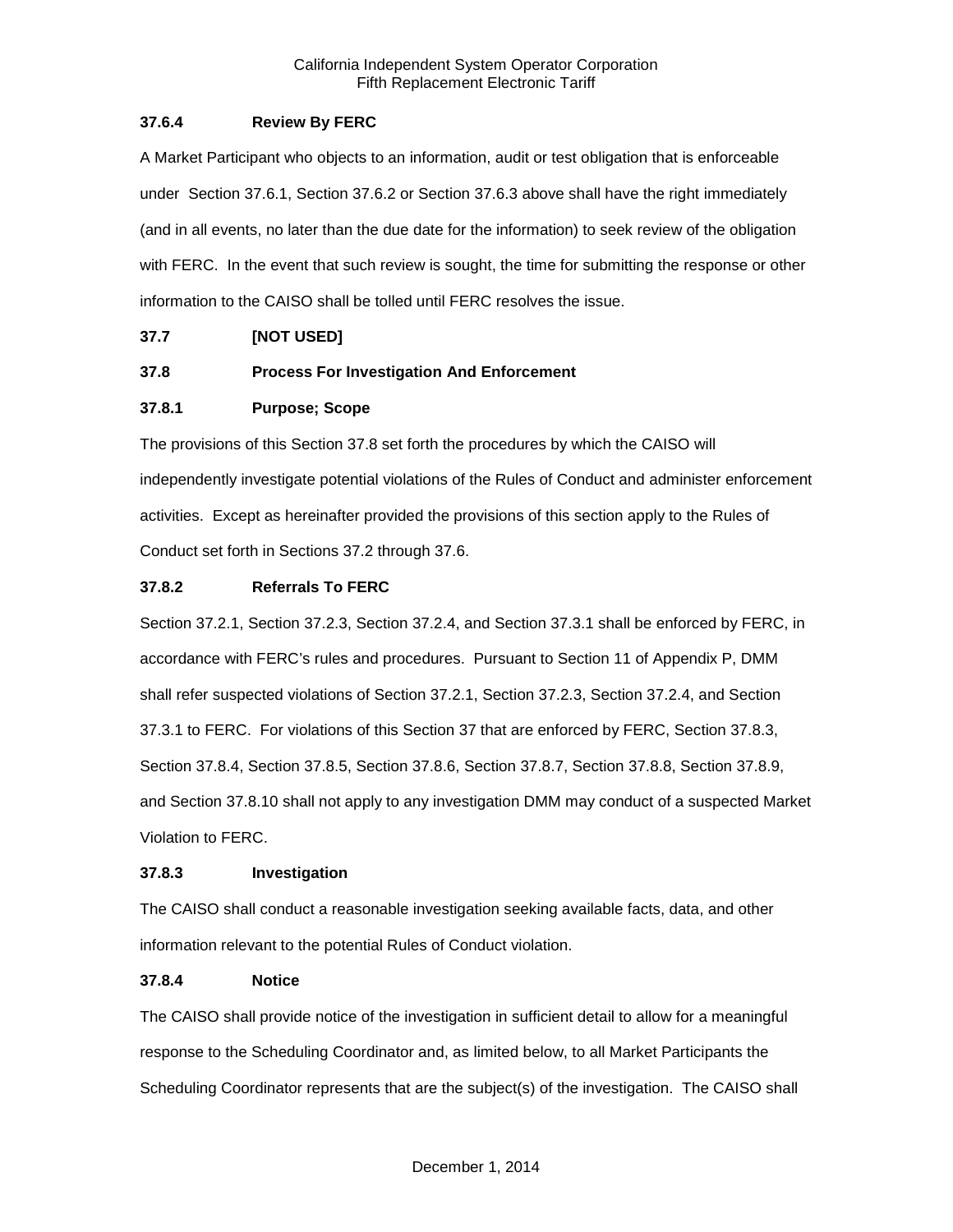### 37.6.4 Review By FERC

A Market Participant who objects to an information, audit or test obligation that is enforceable under Section 37.6.1, Section 37.6.2 or Section 37.6.3 above shall have the right immediately (and in all events, no later than the due date for the information) to seek review of the obligation with FERC. In the event that such review is sought, the time for submitting the response or other information to the CAISO shall be tolled until FERC resolves the issue.

## 37.7 [NOT USED]

## 37.8 Process For Investigation And Enforcement

### 37.8.1 Purpose; Scope

The provisions of this Section 37.8 set forth the procedures by which the CAISO will independently investigate potential violations of the Rules of Conduct and administer enforcement activities. Except as hereinafter provided the provisions of this section apply to the Rules of Conduct set forth in Sections 37.2 through 37.6.

### 37.8.2 Referrals To FERC

Section 37.2.1, Section 37.2.3, Section 37.2.4, and Section 37.3.1 shall be enforced by FERC, in accordance with FERC's rules and procedures. Pursuant to Section 11 of Appendix P, DMM shall refer suspected violations of Section 37.2.1, Section 37.2.3, Section 37.2.4, and Section 37.3.1 to FERC. For violations of this Section 37 that are enforced by FERC, Section 37.8.3, Section 37.8.4, Section 37.8.5, Section 37.8.6, Section 37.8.7, Section 37.8.8, Section 37.8.9, and Section 37.8.10 shall not apply to any investigation DMM may conduct of a suspected Market Violation to FERC.

### 37.8.3 Investigation

The CAISO shall conduct a reasonable investigation seeking available facts, data, and other information relevant to the potential Rules of Conduct violation.

### 37.8.4 Notice

The CAISO shall provide notice of the investigation in sufficient detail to allow for a meaningful response to the Scheduling Coordinator and, as limited below, to all Market Participants the Scheduling Coordinator represents that are the subject(s) of the investigation. The CAISO shall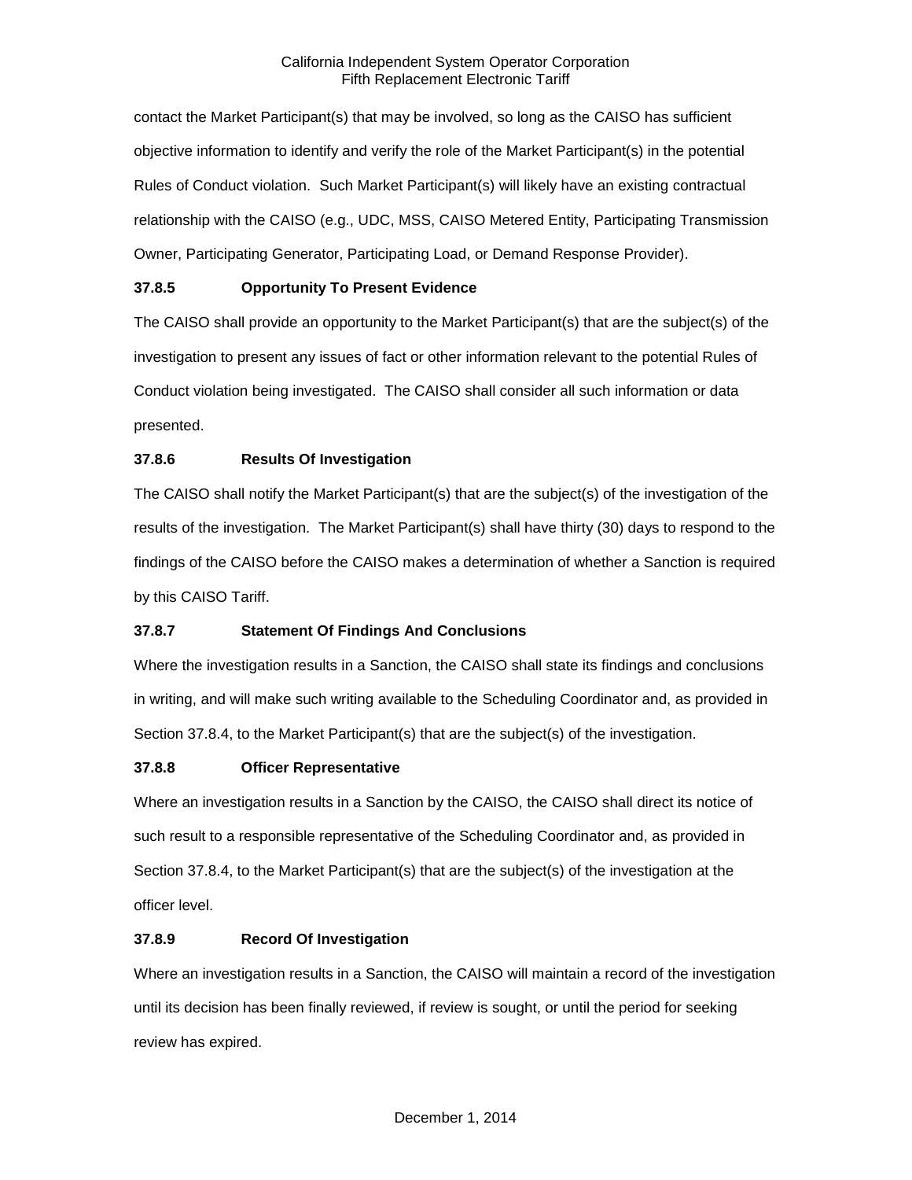contact the Market Participant(s) that may be involved, so long as the CAISO has sufficient objective information to identify and verify the role of the Market Participant(s) in the potential Rules of Conduct violation. Such Market Participant(s) will likely have an existing contractual relationship with the CAISO (e.g., UDC, MSS, CAISO Metered Entity, Participating Transmission Owner, Participating Generator, Participating Load, or Demand Response Provider).

### 37.8.5 Opportunity To Present Evidence

The CAISO shall provide an opportunity to the Market Participant(s) that are the subject(s) of the investigation to present any issues of fact or other information relevant to the potential Rules of Conduct violation being investigated. The CAISO shall consider all such information or data presented.

### 37.8.6 Results Of Investigation

The CAISO shall notify the Market Participant(s) that are the subject(s) of the investigation of the results of the investigation. The Market Participant(s) shall have thirty (30) days to respond to the findings of the CAISO before the CAISO makes a determination of whether a Sanction is required by this CAISO Tariff.

### 37.8.7 Statement Of Findings And Conclusions

Where the investigation results in a Sanction, the CAISO shall state its findings and conclusions in writing, and will make such writing available to the Scheduling Coordinator and, as provided in Section 37.8.4, to the Market Participant(s) that are the subject(s) of the investigation.

### 37.8.8 Officer Representative

Where an investigation results in a Sanction by the CAISO, the CAISO shall direct its notice of such result to a responsible representative of the Scheduling Coordinator and, as provided in Section 37.8.4, to the Market Participant(s) that are the subject(s) of the investigation at the officer level.

### 37.8.9 Record Of Investigation

Where an investigation results in a Sanction, the CAISO will maintain a record of the investigation until its decision has been finally reviewed, if review is sought, or until the period for seeking review has expired.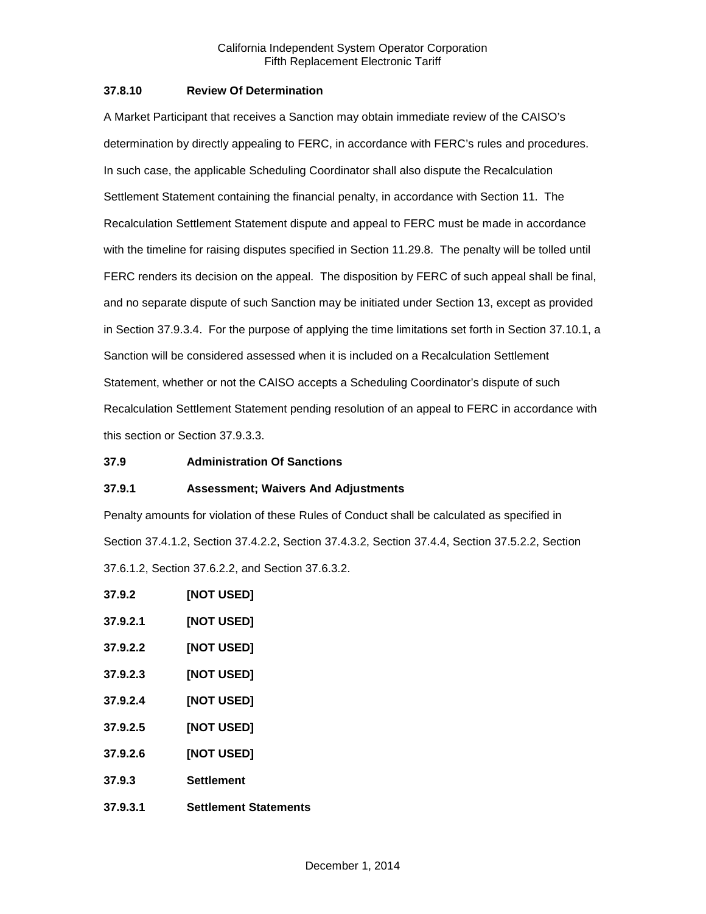### 37.8.10 Review Of Determination

A Market Participant that receives a Sanction may obtain immediate review of the CAISO's determination by directly appealing to FERC, in accordance with FERC's rules and procedures. In such case, the applicable Scheduling Coordinator shall also dispute the Recalculation Settlement Statement containing the financial penalty, in accordance with Section 11. The Recalculation Settlement Statement dispute and appeal to FERC must be made in accordance with the timeline for raising disputes specified in Section 11.29.8. The penalty will be tolled until FERC renders its decision on the appeal. The disposition by FERC of such appeal shall be final, and no separate dispute of such Sanction may be initiated under Section 13, except as provided in Section 37.9.3.4. For the purpose of applying the time limitations set forth in Section 37.10.1, a Sanction will be considered assessed when it is included on a Recalculation Settlement Statement, whether or not the CAISO accepts a Scheduling Coordinator's dispute of such Recalculation Settlement Statement pending resolution of an appeal to FERC in accordance with this section or Section 37.9.3.3.

## 37.9 Administration Of Sanctions

### 37.9.1 Assessment; Waivers And Adjustments

Penalty amounts for violation of these Rules of Conduct shall be calculated as specified in Section 37.4.1.2, Section 37.4.2.2, Section 37.4.3.2, Section 37.4.4, Section 37.5.2.2, Section 37.6.1.2, Section 37.6.2.2, and Section 37.6.3.2.

### 37.9.2 [NOT USED]

#### 37.9.2.1 [NOT USED]

#### 37.9.2.2 [NOT USED]

#### 37.9.2.3 [NOT USED]

#### 37.9.2.4 [NOT USED]

#### 37.9.2.5 [NOT USED]

#### 37.9.2.6 [NOT USED]

### 37.9.3 Settlement

#### 37.9.3.1 Settlement Statements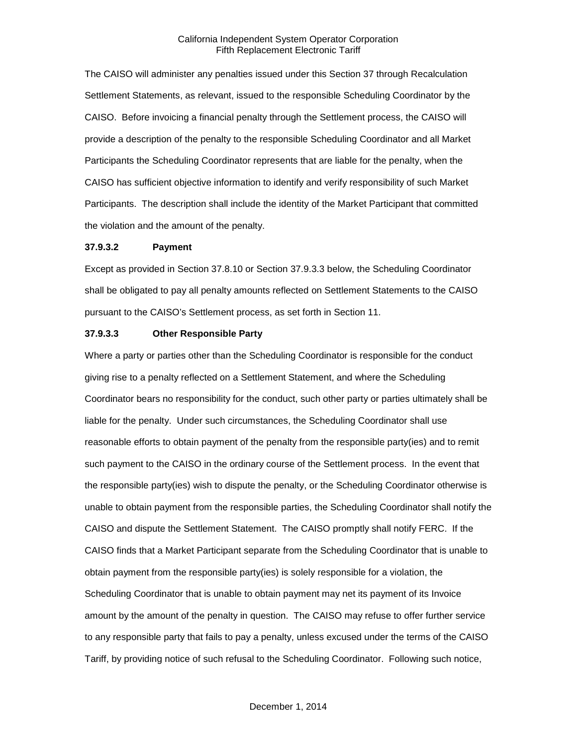The CAISO will administer any penalties issued under this Section 37 through Recalculation Settlement Statements, as relevant, issued to the responsible Scheduling Coordinator by the CAISO. Before invoicing a financial penalty through the Settlement process, the CAISO will provide a description of the penalty to the responsible Scheduling Coordinator and all Market Participants the Scheduling Coordinator represents that are liable for the penalty, when the CAISO has sufficient objective information to identify and verify responsibility of such Market Participants. The description shall include the identity of the Market Participant that committed the violation and the amount of the penalty.

**37.9.3.2 Payment**

Except as provided in Section 37.8.10 or Section 37.9.3.3 below, the Scheduling Coordinator shall be obligated to pay all penalty amounts reflected on Settlement Statements to the CAISO pursuant to the CAISO's Settlement process, as set forth in Section 11.

**37.9.3.3 Other Responsible Party**

Where a party or parties other than the Scheduling Coordinator is responsible for the conduct giving rise to a penalty reflected on a Settlement Statement, and where the Scheduling Coordinator bears no responsibility for the conduct, such other party or parties ultimately shall be liable for the penalty. Under such circumstances, the Scheduling Coordinator shall use reasonable efforts to obtain payment of the penalty from the responsible party(ies) and to remit such payment to the CAISO in the ordinary course of the Settlement process. In the event that the responsible party(ies) wish to dispute the penalty, or the Scheduling Coordinator otherwise is unable to obtain payment from the responsible parties, the Scheduling Coordinator shall notify the CAISO and dispute the Settlement Statement. The CAISO promptly shall notify FERC. If the CAISO finds that a Market Participant separate from the Scheduling Coordinator that is unable to obtain payment from the responsible party(ies) is solely responsible for a violation, the Scheduling Coordinator that is unable to obtain payment may net its payment of its Invoice amount by the amount of the penalty in question. The CAISO may refuse to offer further service to any responsible party that fails to pay a penalty, unless excused under the terms of the CAISO Tariff, by providing notice of such refusal to the Scheduling Coordinator. Following such notice,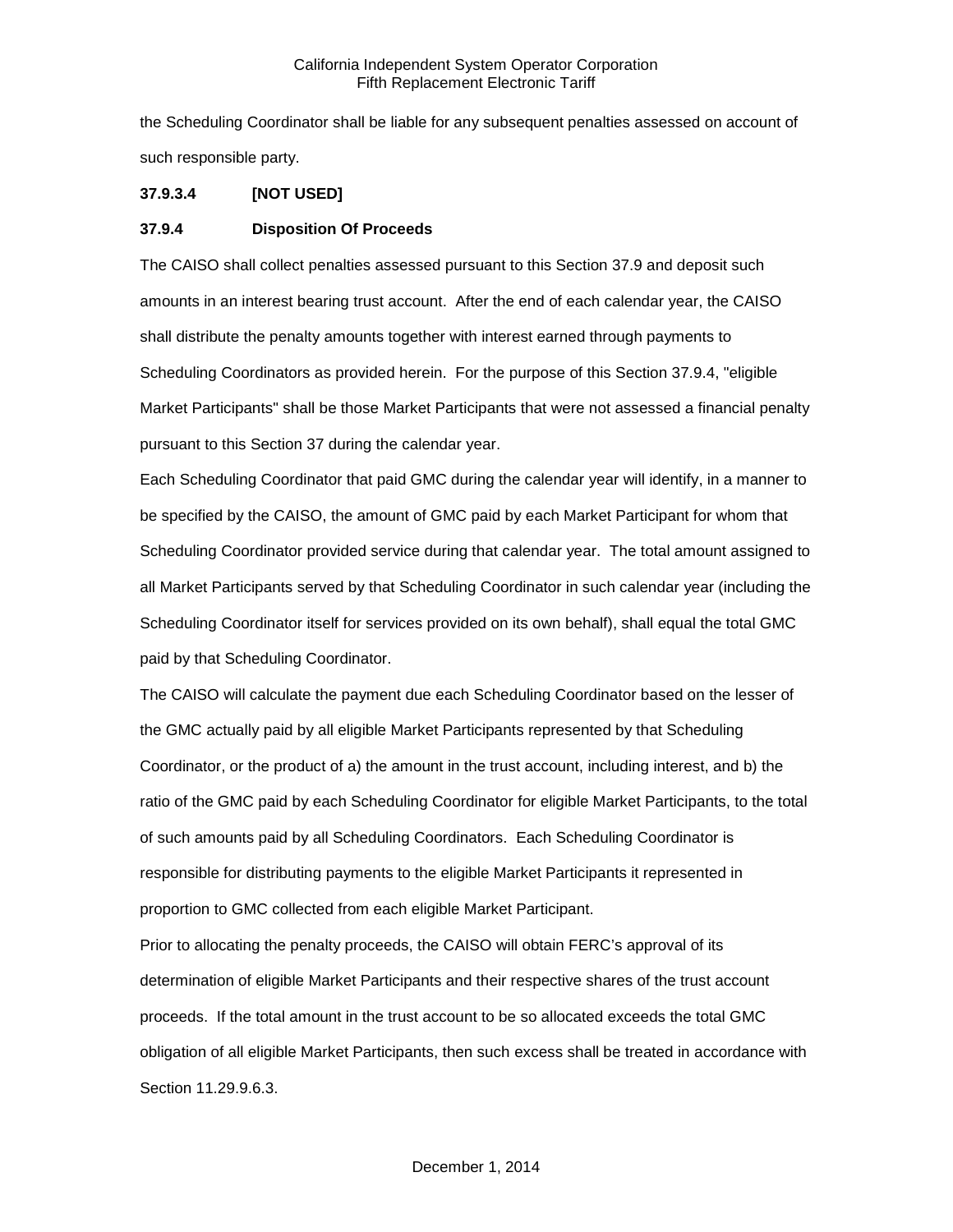the Scheduling Coordinator shall be liable for any subsequent penalties assessed on account of such responsible party.

**37.9.3.4 [NOT USED]**

**37.9.4 Disposition Of Proceeds**

The CAISO shall collect penalties assessed pursuant to this Section 37.9 and deposit such amounts in an interest bearing trust account. After the end of each calendar year, the CAISO shall distribute the penalty amounts together with interest earned through payments to Scheduling Coordinators as provided herein. For the purpose of this Section 37.9.4, "eligible Market Participants" shall be those Market Participants that were not assessed a financial penalty pursuant to this Section 37 during the calendar year.

Each Scheduling Coordinator that paid GMC during the calendar year will identify, in a manner to be specified by the CAISO, the amount of GMC paid by each Market Participant for whom that Scheduling Coordinator provided service during that calendar year. The total amount assigned to all Market Participants served by that Scheduling Coordinator in such calendar year (including the Scheduling Coordinator itself for services provided on its own behalf), shall equal the total GMC paid by that Scheduling Coordinator.

The CAISO will calculate the payment due each Scheduling Coordinator based on the lesser of the GMC actually paid by all eligible Market Participants represented by that Scheduling Coordinator, or the product of a) the amount in the trust account, including interest, and b) the ratio of the GMC paid by each Scheduling Coordinator for eligible Market Participants, to the total of such amounts paid by all Scheduling Coordinators. Each Scheduling Coordinator is responsible for distributing payments to the eligible Market Participants it represented in proportion to GMC collected from each eligible Market Participant.

Prior to allocating the penalty proceeds, the CAISO will obtain FERC's approval of its determination of eligible Market Participants and their respective shares of the trust account proceeds. If the total amount in the trust account to be so allocated exceeds the total GMC obligation of all eligible Market Participants, then such excess shall be treated in accordance with Section 11.29.9.6.3.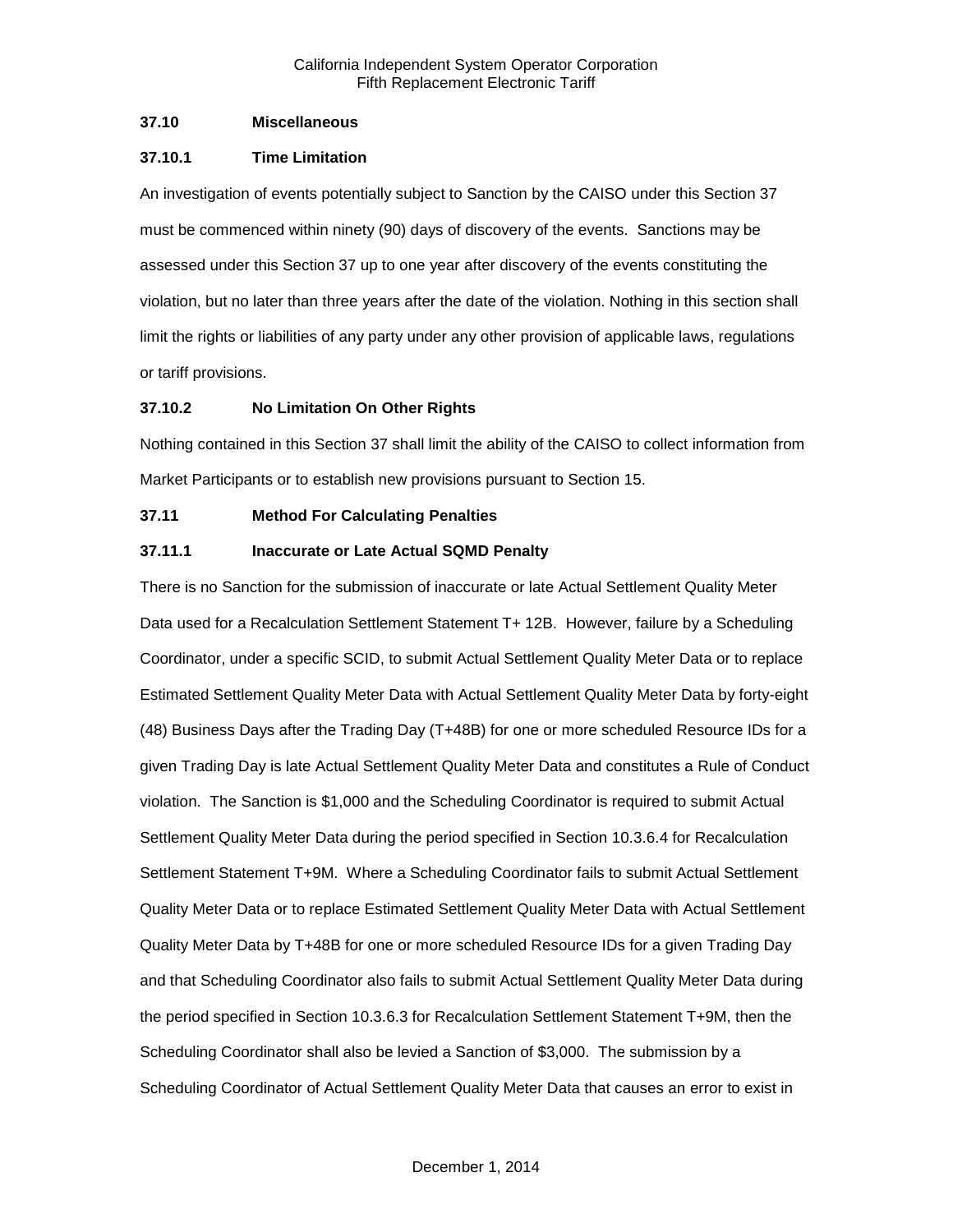### 37.10 Miscellaneous

### 37.10.1 Time Limitation

An investigation of events potentially subject to Sanction by the CAISO under this Section 37 must be commenced within ninety (90) days of discovery of the events. Sanctions may be assessed under this Section 37 up to one year after discovery of the events constituting the violation, but no later than three years after the date of the violation. Nothing in this section shall limit the rights or liabilities of any party under any other provision of applicable laws, regulations or tariff provisions.

### 37.10.2 No Limitation On Other Rights

Nothing contained in this Section 37 shall limit the ability of the CAISO to collect information from Market Participants or to establish new provisions pursuant to Section 15.

### 37.11 Method For Calculating Penalties

### 37.11.1 Inaccurate or Late Actual SQMD Penalty

There is no Sanction for the submission of inaccurate or late Actual Settlement Quality Meter Data used for a Recalculation Settlement Statement T+ 12B. However, failure by a Scheduling Coordinator, under a specific SCID, to submit Actual Settlement Quality Meter Data or to replace Estimated Settlement Quality Meter Data with Actual Settlement Quality Meter Data by forty-eight (48) Business Days after the Trading Day (T+48B) for one or more scheduled Resource IDs for a given Trading Day is late Actual Settlement Quality Meter Data and constitutes a Rule of Conduct violation. The Sanction is $1,000 and the Scheduling Coordinator is required to submit Actual Settlement Quality Meter Data during the period specified in Section 10.3.6.4 for Recalculation Settlement Statement T+9M. Where a Scheduling Coordinator fails to submit Actual Settlement Quality Meter Data or to replace Estimated Settlement Quality Meter Data with Actual Settlement Quality Meter Data by T+48B for one or more scheduled Resource IDs for a given Trading Day and that Scheduling Coordinator also fails to submit Actual Settlement Quality Meter Data during the period specified in Section 10.3.6.3 for Recalculation Settlement Statement T+9M, then the Scheduling Coordinator shall also be levied a Sanction of $3,000. The submission by a Scheduling Coordinator of Actual Settlement Quality Meter Data that causes an error to exist in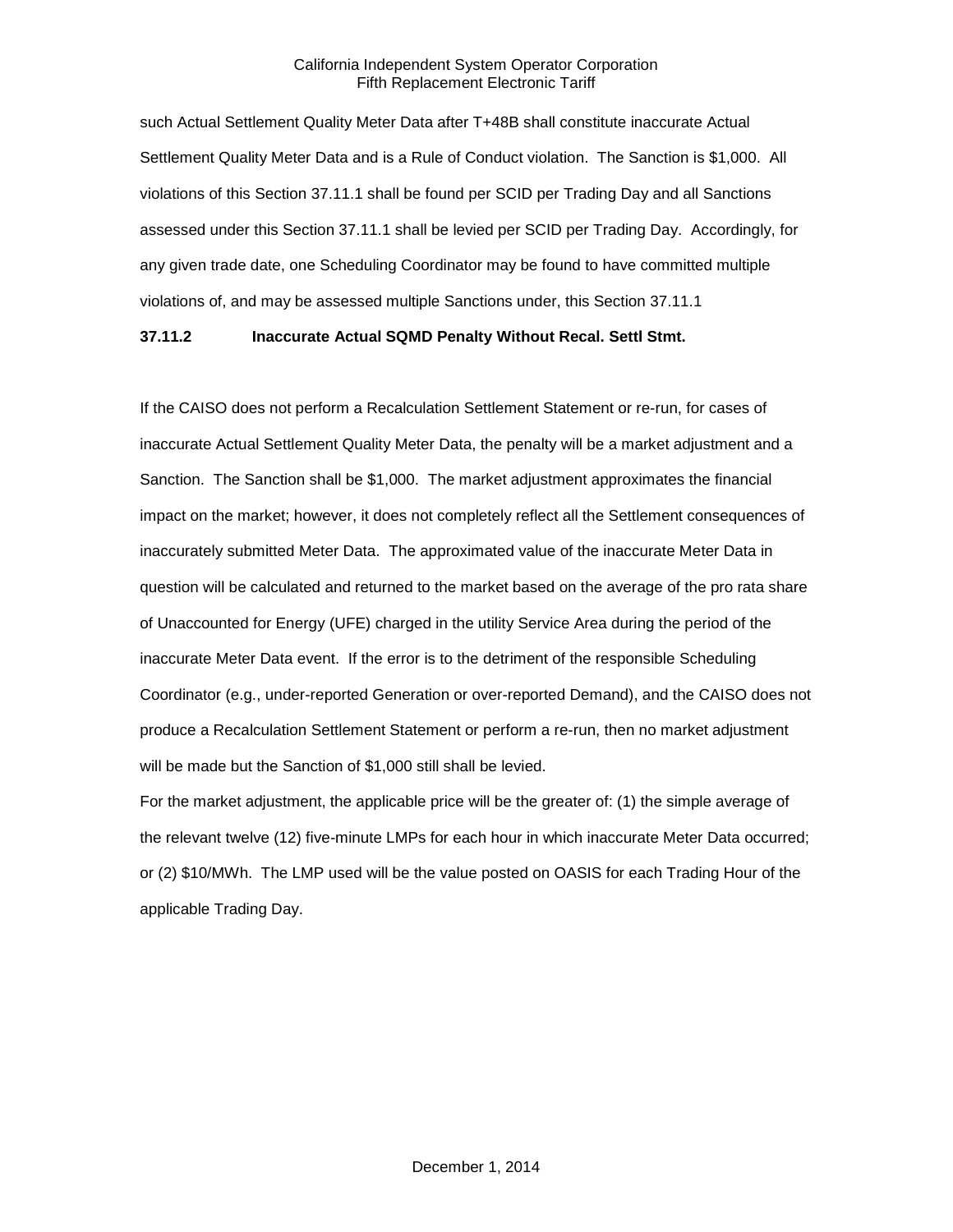such Actual Settlement Quality Meter Data after T+48B shall constitute inaccurate Actual Settlement Quality Meter Data and is a Rule of Conduct violation. The Sanction is $1,000. All violations of this Section 37.11.1 shall be found per SCID per Trading Day and all Sanctions assessed under this Section 37.11.1 shall be levied per SCID per Trading Day. Accordingly, for any given trade date, one Scheduling Coordinator may be found to have committed multiple violations of, and may be assessed multiple Sanctions under, this Section 37.11.1

**37.11.2 Inaccurate Actual SQMD Penalty Without Recal. Settl Stmt.**

If the CAISO does not perform a Recalculation Settlement Statement or re-run, for cases of inaccurate Actual Settlement Quality Meter Data, the penalty will be a market adjustment and a Sanction. The Sanction shall be $1,000. The market adjustment approximates the financial impact on the market; however, it does not completely reflect all the Settlement consequences of inaccurately submitted Meter Data. The approximated value of the inaccurate Meter Data in question will be calculated and returned to the market based on the average of the pro rata share of Unaccounted for Energy (UFE) charged in the utility Service Area during the period of the inaccurate Meter Data event. If the error is to the detriment of the responsible Scheduling Coordinator (e.g., under-reported Generation or over-reported Demand), and the CAISO does not produce a Recalculation Settlement Statement or perform a re-run, then no market adjustment will be made but the Sanction of $1,000 still shall be levied.

For the market adjustment, the applicable price will be the greater of: (1) the simple average of the relevant twelve (12) five-minute LMPs for each hour in which inaccurate Meter Data occurred; or (2) $10/MWh. The LMP used will be the value posted on OASIS for each Trading Hour of the applicable Trading Day.